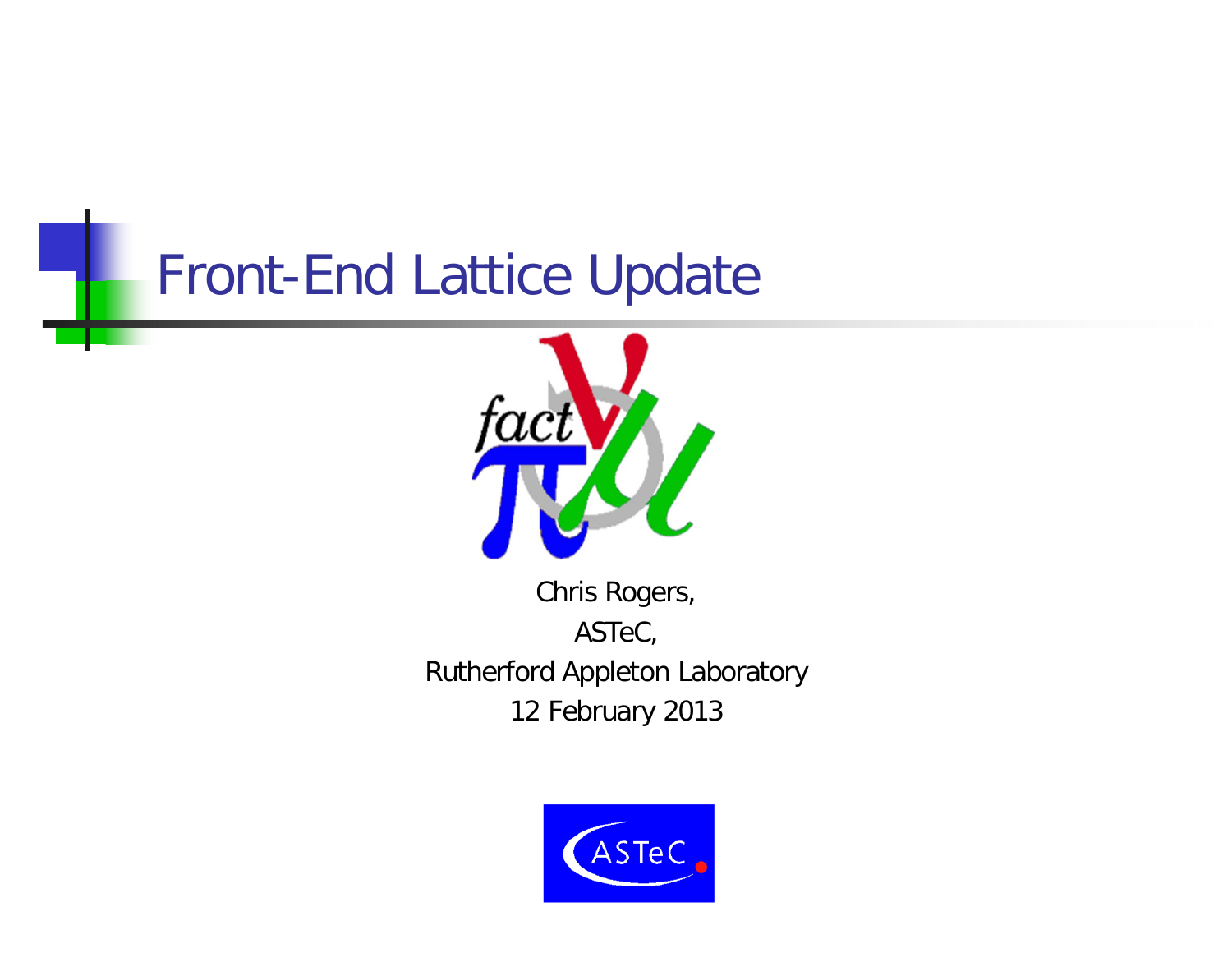# Front-End Lattice Update

Chris Rogers,

ASTeC,

Rutherford Appleton Laboratory

12 February 2013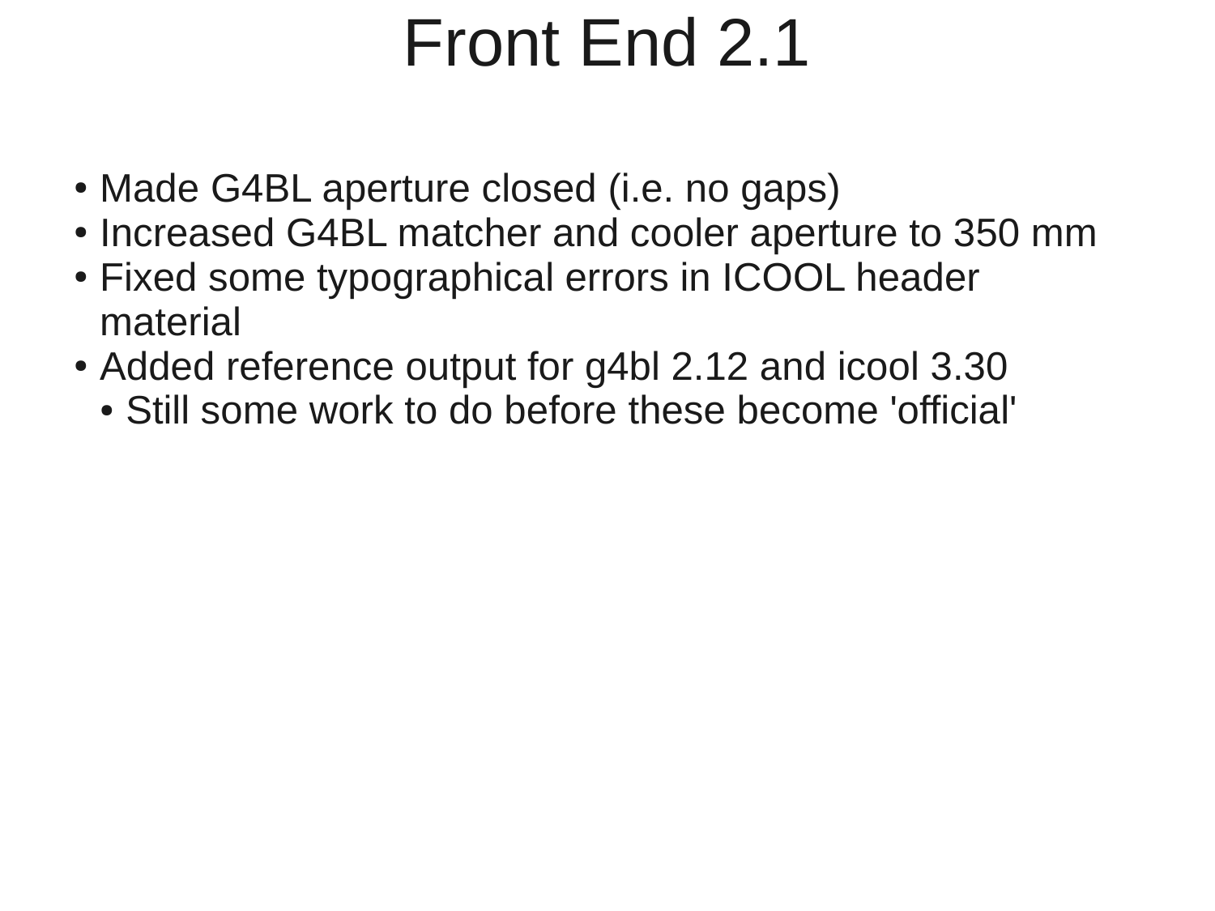# Front End 2.1

- Made G4BL aperture closed (i.e. no gaps)
- Increased G4BL matcher and cooler aperture to 350 mm
- Fixed some typographical errors in ICOOL header material
- Added reference output for g4bl 2.12 and icool 3.30
  - Still some work to do before these become 'official'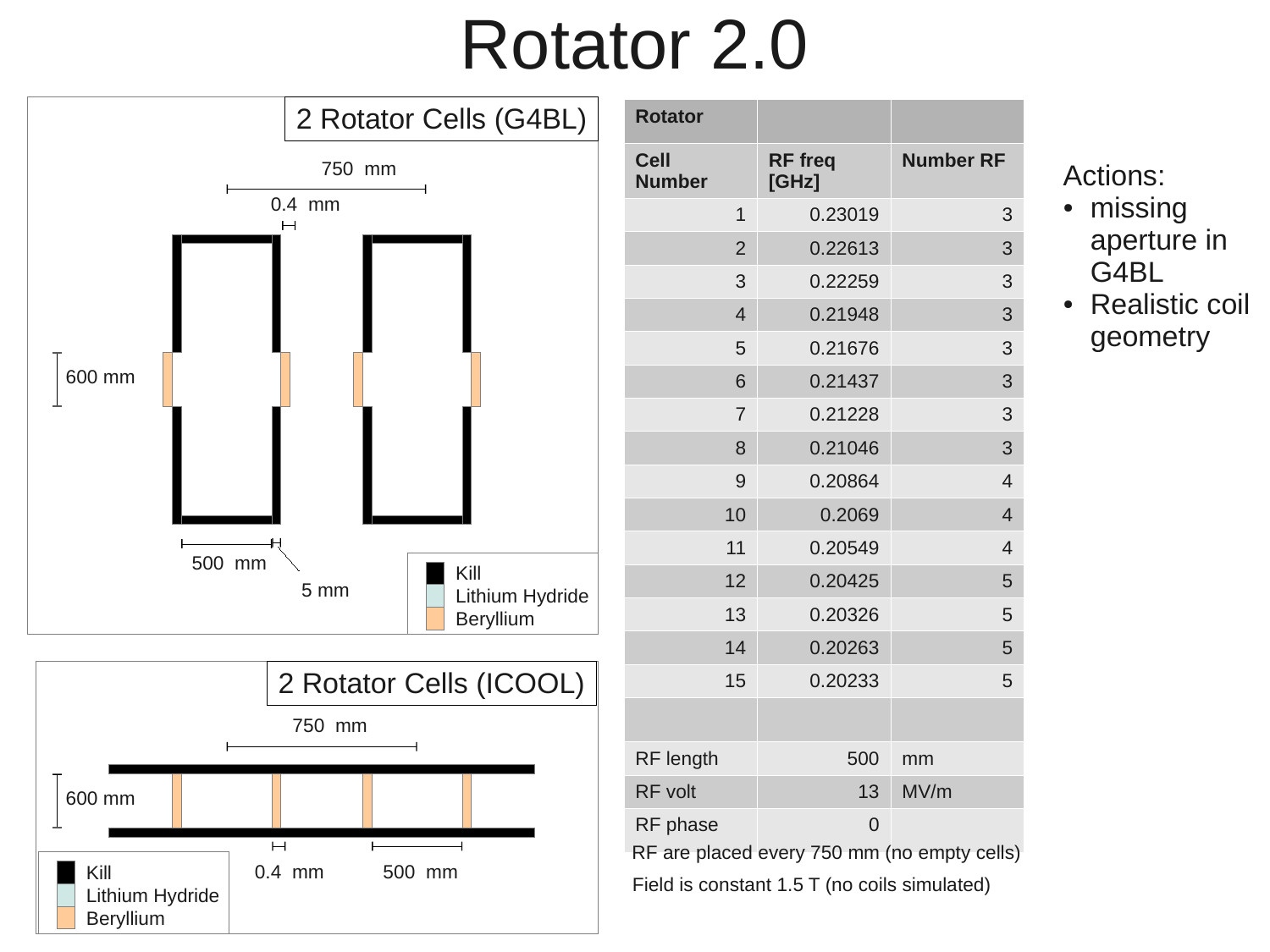# Rotator 2.0

## 2 Rotator Cells (G4BL)

750 mm

0.4 mm

600 mm

500 mm

5 mm

Kill
Lithium Hydride
Beryllium

## 2 Rotator Cells (ICOOL)

750 mm

600 mm

0.4 mm

500 mm

Kill
Lithium Hydride
Beryllium

| Rotator | | |
|---|---|---|
| **Cell Number** | **RF freq [GHz]** | **Number RF** |
| 1 | 0.23019 | 3 |
| 2 | 0.22613 | 3 |
| 3 | 0.22259 | 3 |
| 4 | 0.21948 | 3 |
| 5 | 0.21676 | 3 |
| 6 | 0.21437 | 3 |
| 7 | 0.21228 | 3 |
| 8 | 0.21046 | 3 |
| 9 | 0.20864 | 4 |
| 10 | 0.2069 | 4 |
| 11 | 0.20549 | 4 |
| 12 | 0.20425 | 5 |
| 13 | 0.20326 | 5 |
| 14 | 0.20263 | 5 |
| 15 | 0.20233 | 5 |
| | | |
| RF length | 500 | mm |
| RF volt | 13 | MV/m |
| RF phase | 0 | |

RF are placed every 750 mm (no empty cells)

Field is constant 1.5 T (no coils simulated)

Actions:

- missing aperture in G4BL
- Realistic coil geometry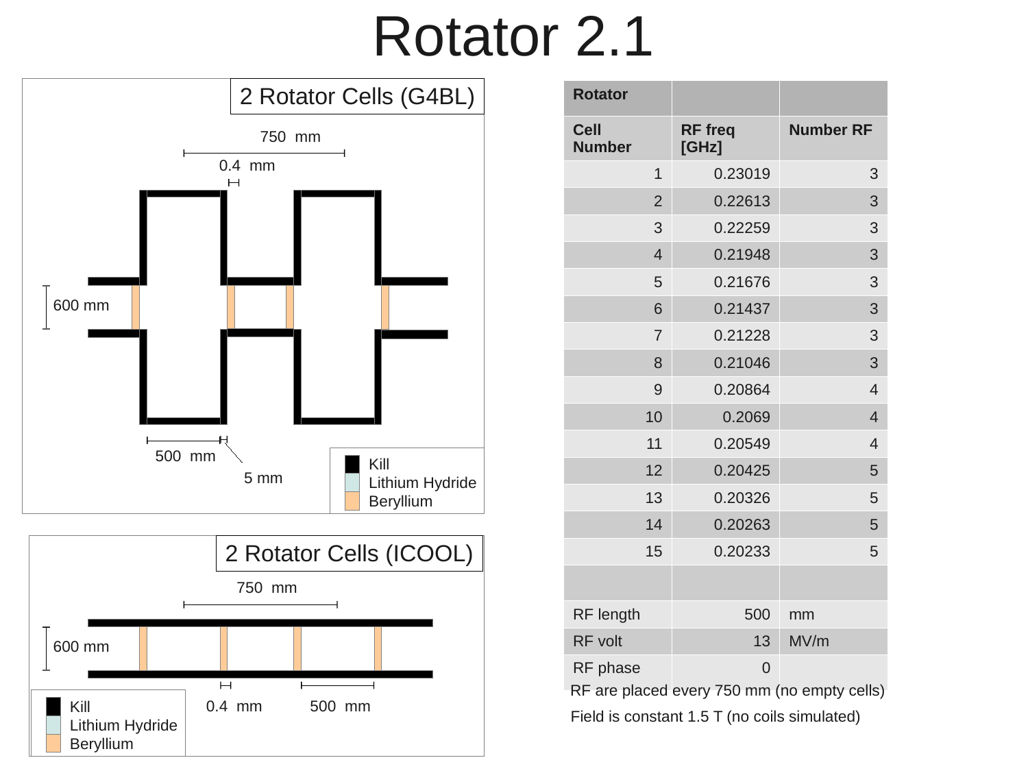# Rotator 2.1

## 2 Rotator Cells (G4BL)

750 mm

0.4 mm

600 mm

500 mm

5 mm

- Kill
- Lithium Hydride
- Beryllium

## 2 Rotator Cells (ICOOL)

750 mm

600 mm

0.4 mm

500 mm

- Kill
- Lithium Hydride
- Beryllium

| Rotator | | |
|---|---|---|
| Cell Number | RF freq [GHz] | Number RF |
| 1 | 0.23019 | 3 |
| 2 | 0.22613 | 3 |
| 3 | 0.22259 | 3 |
| 4 | 0.21948 | 3 |
| 5 | 0.21676 | 3 |
| 6 | 0.21437 | 3 |
| 7 | 0.21228 | 3 |
| 8 | 0.21046 | 3 |
| 9 | 0.20864 | 4 |
| 10 | 0.2069 | 4 |
| 11 | 0.20549 | 4 |
| 12 | 0.20425 | 5 |
| 13 | 0.20326 | 5 |
| 14 | 0.20263 | 5 |
| 15 | 0.20233 | 5 |
| | | |
| RF length | 500 | mm |
| RF volt | 13 | MV/m |
| RF phase | 0 | |

RF are placed every 750 mm (no empty cells)

Field is constant 1.5 T (no coils simulated)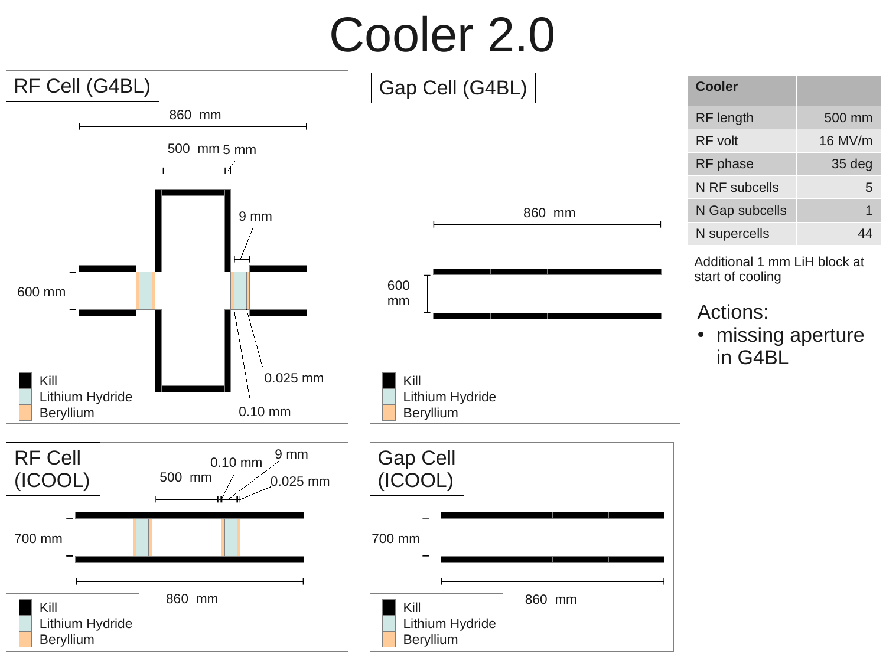# Cooler 2.0

## RF Cell (G4BL)

860 mm

500 mm

5 mm

9 mm

600 mm

0.025 mm

0.10 mm

- Kill
- Lithium Hydride
- Beryllium

## Gap Cell (G4BL)

860 mm

600 mm

- Kill
- Lithium Hydride
- Beryllium

| Cooler | |
|---|---|
| RF length | 500 mm |
| RF volt | 16 MV/m |
| RF phase | 35 deg |
| N RF subcells | 5 |
| N Gap subcells | 1 |
| N supercells | 44 |

Additional 1 mm LiH block at start of cooling

Actions:

- missing aperture in G4BL

## RF Cell (ICOOL)

0.10 mm

9 mm

500 mm

0.025 mm

700 mm

860 mm

- Kill
- Lithium Hydride
- Beryllium

## Gap Cell (ICOOL)

700 mm

860 mm

- Kill
- Lithium Hydride
- Beryllium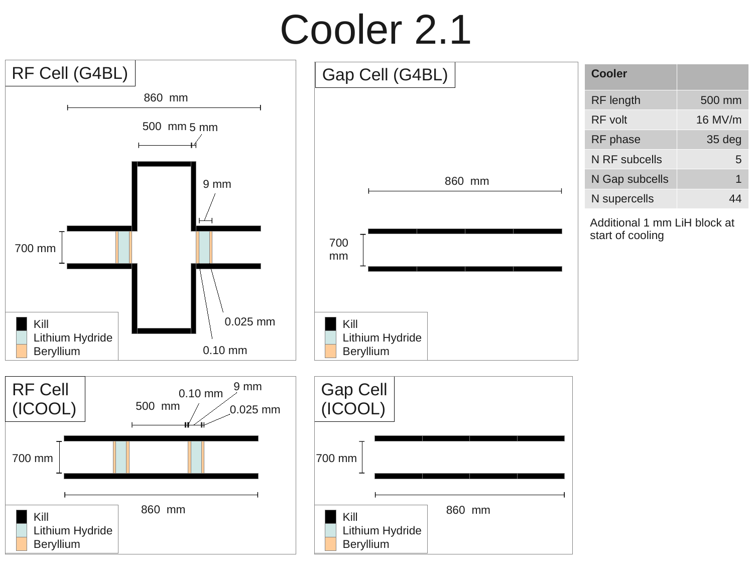# Cooler 2.1

## RF Cell (G4BL)

860 mm

500 mm 5 mm

9 mm

700 mm

0.025 mm

0.10 mm

Kill
Lithium Hydride
Beryllium

## Gap Cell (G4BL)

860 mm

700 mm

Kill
Lithium Hydride
Beryllium

| Cooler | |
|---|---|
| RF length | 500 mm |
| RF volt | 16 MV/m |
| RF phase | 35 deg |
| N RF subcells | 5 |
| N Gap subcells | 1 |
| N supercells | 44 |

Additional 1 mm LiH block at start of cooling

## RF Cell (ICOOL)

0.10 mm 9 mm

500 mm 0.025 mm

700 mm

860 mm

Kill
Lithium Hydride
Beryllium

## Gap Cell (ICOOL)

700 mm

860 mm

Kill
Lithium Hydride
Beryllium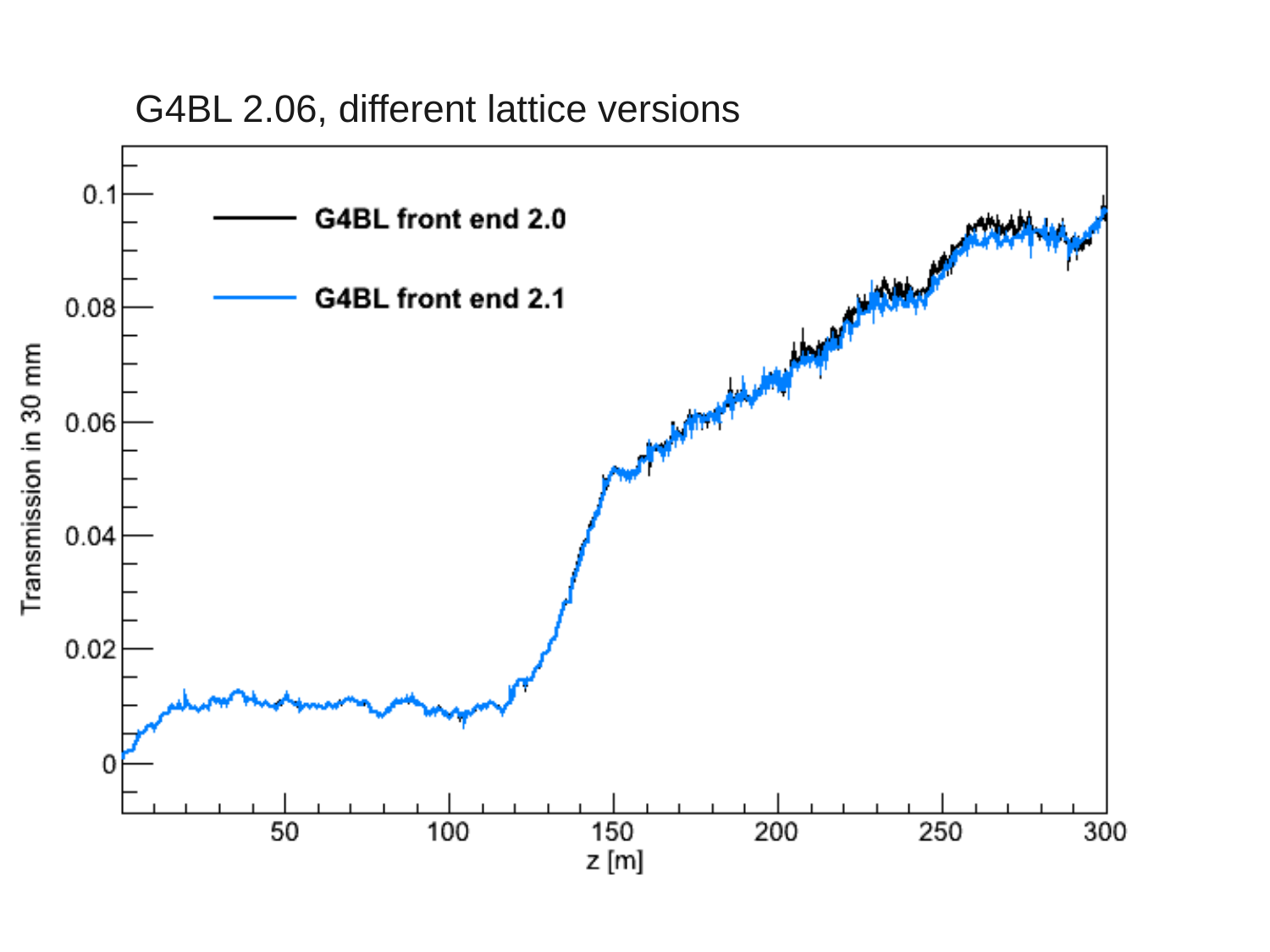# G4BL 2.06, different lattice versions

G4BL front end 2.0

G4BL front end 2.1

Transmission in 30 mm

0

0.02

0.04

0.06

0.08

0.1

z [m]

50

100

150

200

250

300